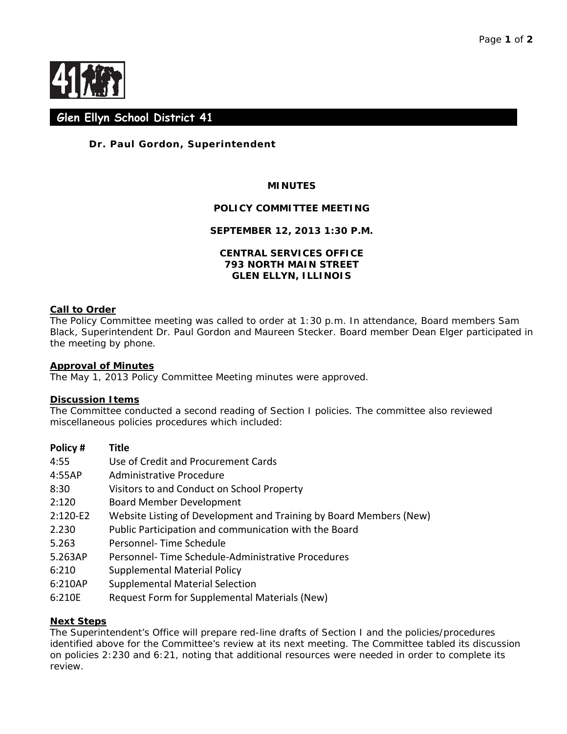## Glen Ellyn School District 41

**Dr. Paul Gordon, Superintendent**

**MINUTES**

**POLICY COMMITTEE MEETING**

**SEPTEMBER 12, 2013 1:30 P.M.**

**CENTRAL SERVICES OFFICE**
**793 NORTH MAIN STREET**
**GLEN ELLYN, ILLINOIS**

### Call to Order

The Policy Committee meeting was called to order at 1:30 p.m. In attendance, Board members Sam Black, Superintendent Dr. Paul Gordon and Maureen Stecker. Board member Dean Elger participated in the meeting by phone.

### Approval of Minutes

The May 1, 2013 Policy Committee Meeting minutes were approved.

### Discussion Items

The Committee conducted a second reading of Section I policies. The committee also reviewed miscellaneous policies procedures which included:

| Policy # | Title |
|---|---|
| 4:55 | Use of Credit and Procurement Cards |
| 4:55AP | Administrative Procedure |
| 8:30 | Visitors to and Conduct on School Property |
| 2:120 | Board Member Development |
| 2:120-E2 | Website Listing of Development and Training by Board Members (New) |
| 2.230 | Public Participation and communication with the Board |
| 5.263 | Personnel- Time Schedule |
| 5.263AP | Personnel- Time Schedule-Administrative Procedures |
| 6:210 | Supplemental Material Policy |
| 6:210AP | Supplemental Material Selection |
| 6:210E | Request Form for Supplemental Materials (New) |

### Next Steps

The Superintendent's Office will prepare red-line drafts of Section I and the policies/procedures identified above for the Committee's review at its next meeting. The Committee tabled its discussion on policies 2:230 and 6:21, noting that additional resources were needed in order to complete its review.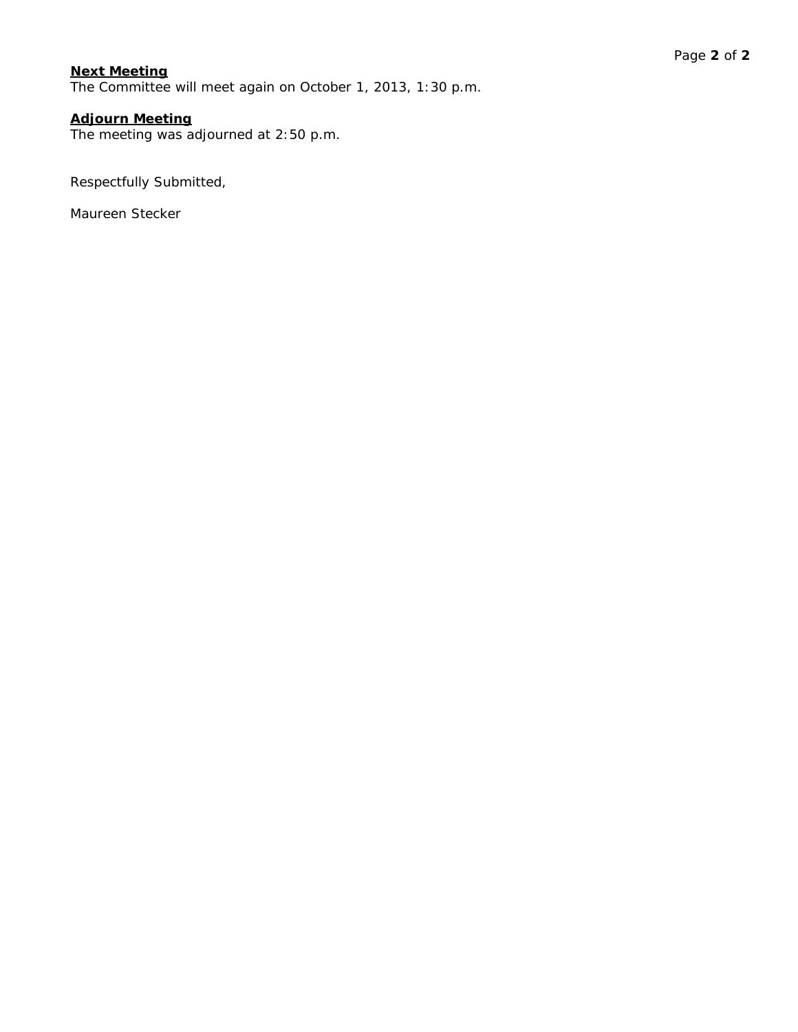**Next Meeting**
The Committee will meet again on October 1, 2013, 1:30 p.m.

**Adjourn Meeting**
The meeting was adjourned at 2:50 p.m.

Respectfully Submitted,

Maureen Stecker